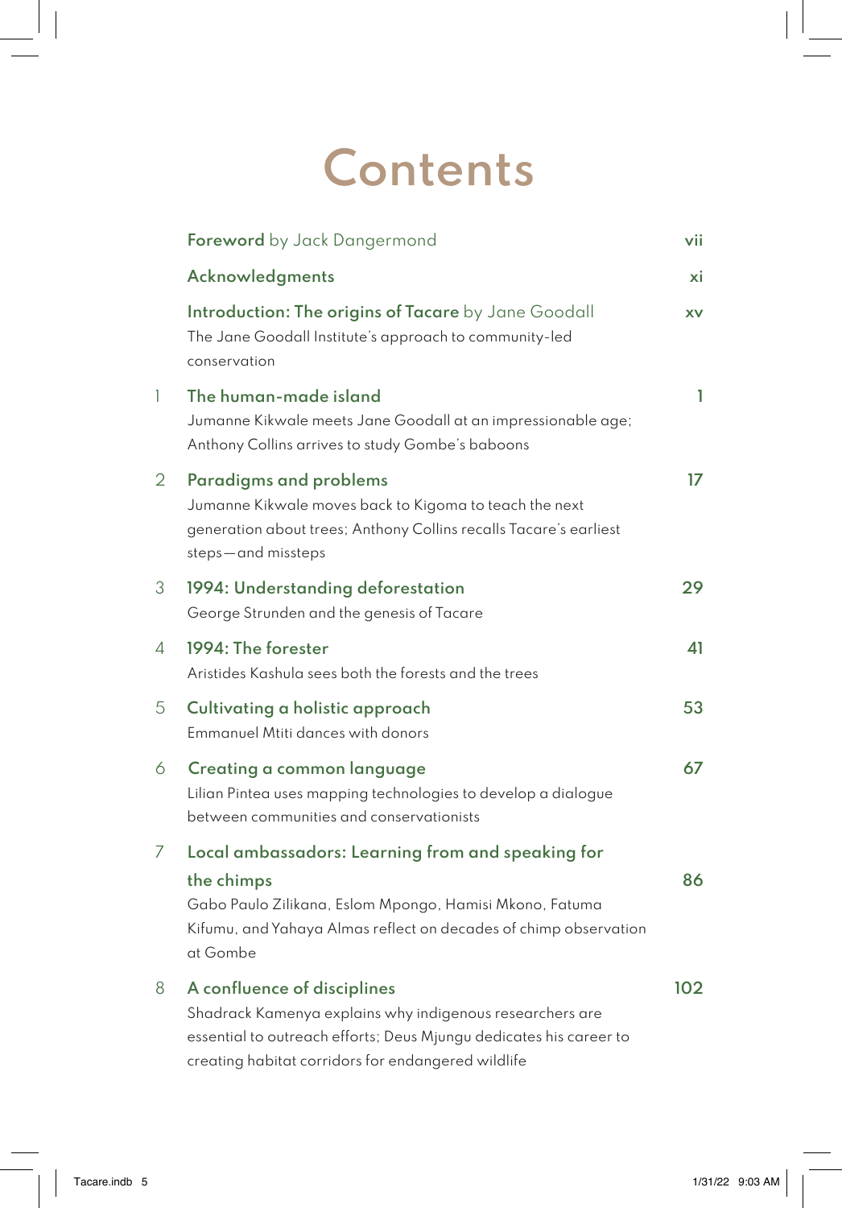# Contents

**Foreword** by Jack Dangermond — vii

**Acknowledgments** — xi

**Introduction: The origins of Tacare** by Jane Goodall — xv
The Jane Goodall Institute's approach to community-led conservation

1 **The human-made island** — 1
Jumanne Kikwale meets Jane Goodall at an impressionable age; Anthony Collins arrives to study Gombe's baboons

2 **Paradigms and problems** — 17
Jumanne Kikwale moves back to Kigoma to teach the next generation about trees; Anthony Collins recalls Tacare's earliest steps—and missteps

3 **1994: Understanding deforestation** — 29
George Strunden and the genesis of Tacare

4 **1994: The forester** — 41
Aristides Kashula sees both the forests and the trees

5 **Cultivating a holistic approach** — 53
Emmanuel Mtiti dances with donors

6 **Creating a common language** — 67
Lilian Pintea uses mapping technologies to develop a dialogue between communities and conservationists

7 **Local ambassadors: Learning from and speaking for the chimps** — 86
Gabo Paulo Zilikana, Eslom Mpongo, Hamisi Mkono, Fatuma Kifumu, and Yahaya Almas reflect on decades of chimp observation at Gombe

8 **A confluence of disciplines** — 102
Shadrack Kamenya explains why indigenous researchers are essential to outreach efforts; Deus Mjungu dedicates his career to creating habitat corridors for endangered wildlife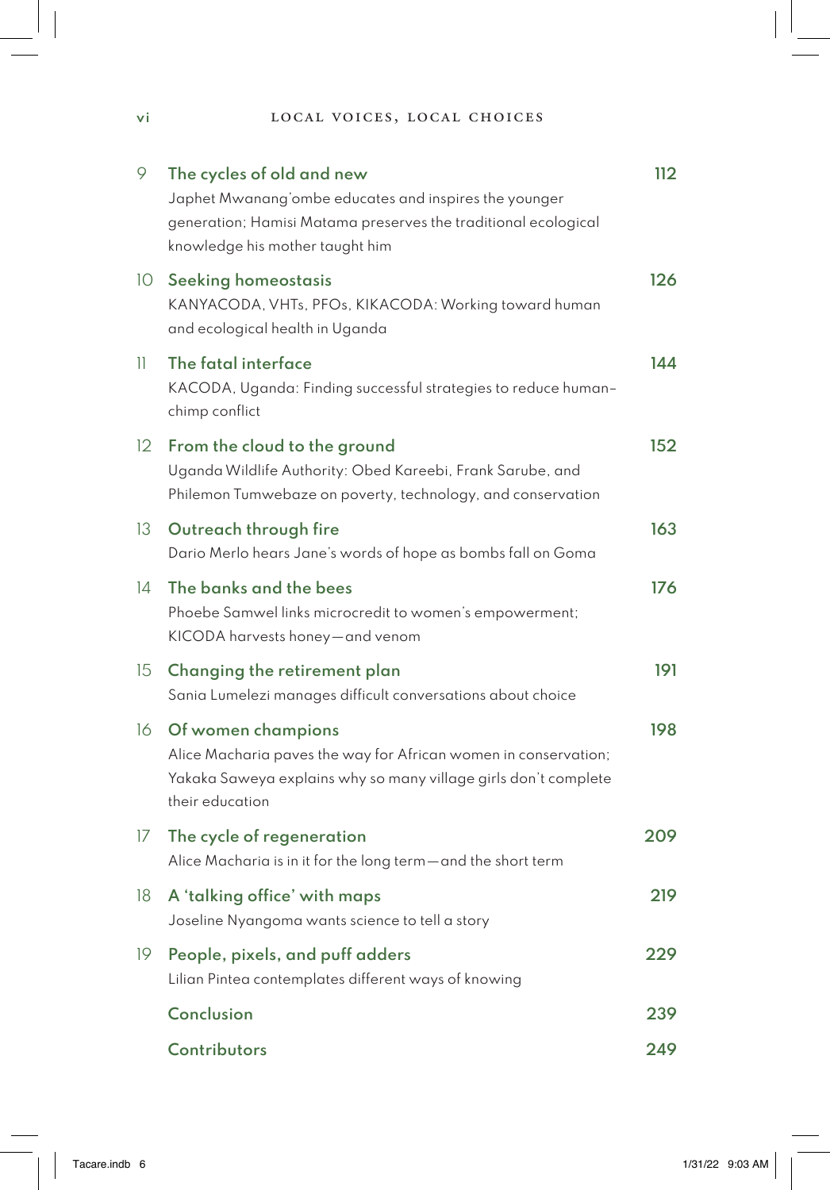| | | |
|---|---|---|
| 9 | **The cycles of old and new**<br>Japhet Mwanang'ombe educates and inspires the younger generation; Hamisi Matama preserves the traditional ecological knowledge his mother taught him | 112 |
| 10 | **Seeking homeostasis**<br>KANYACODA, VHTs, PFOs, KIKACODA: Working toward human and ecological health in Uganda | 126 |
| 11 | **The fatal interface**<br>KACODA, Uganda: Finding successful strategies to reduce human–chimp conflict | 144 |
| 12 | **From the cloud to the ground**<br>Uganda Wildlife Authority: Obed Kareebi, Frank Sarube, and Philemon Tumwebaze on poverty, technology, and conservation | 152 |
| 13 | **Outreach through fire**<br>Dario Merlo hears Jane's words of hope as bombs fall on Goma | 163 |
| 14 | **The banks and the bees**<br>Phoebe Samwel links microcredit to women's empowerment; KICODA harvests honey—and venom | 176 |
| 15 | **Changing the retirement plan**<br>Sania Lumelezi manages difficult conversations about choice | 191 |
| 16 | **Of women champions**<br>Alice Macharia paves the way for African women in conservation; Yakaka Saweya explains why so many village girls don't complete their education | 198 |
| 17 | **The cycle of regeneration**<br>Alice Macharia is in it for the long term—and the short term | 209 |
| 18 | **A 'talking office' with maps**<br>Joseline Nyangoma wants science to tell a story | 219 |
| 19 | **People, pixels, and puff adders**<br>Lilian Pintea contemplates different ways of knowing | 229 |
| | **Conclusion** | 239 |
| | **Contributors** | 249 |